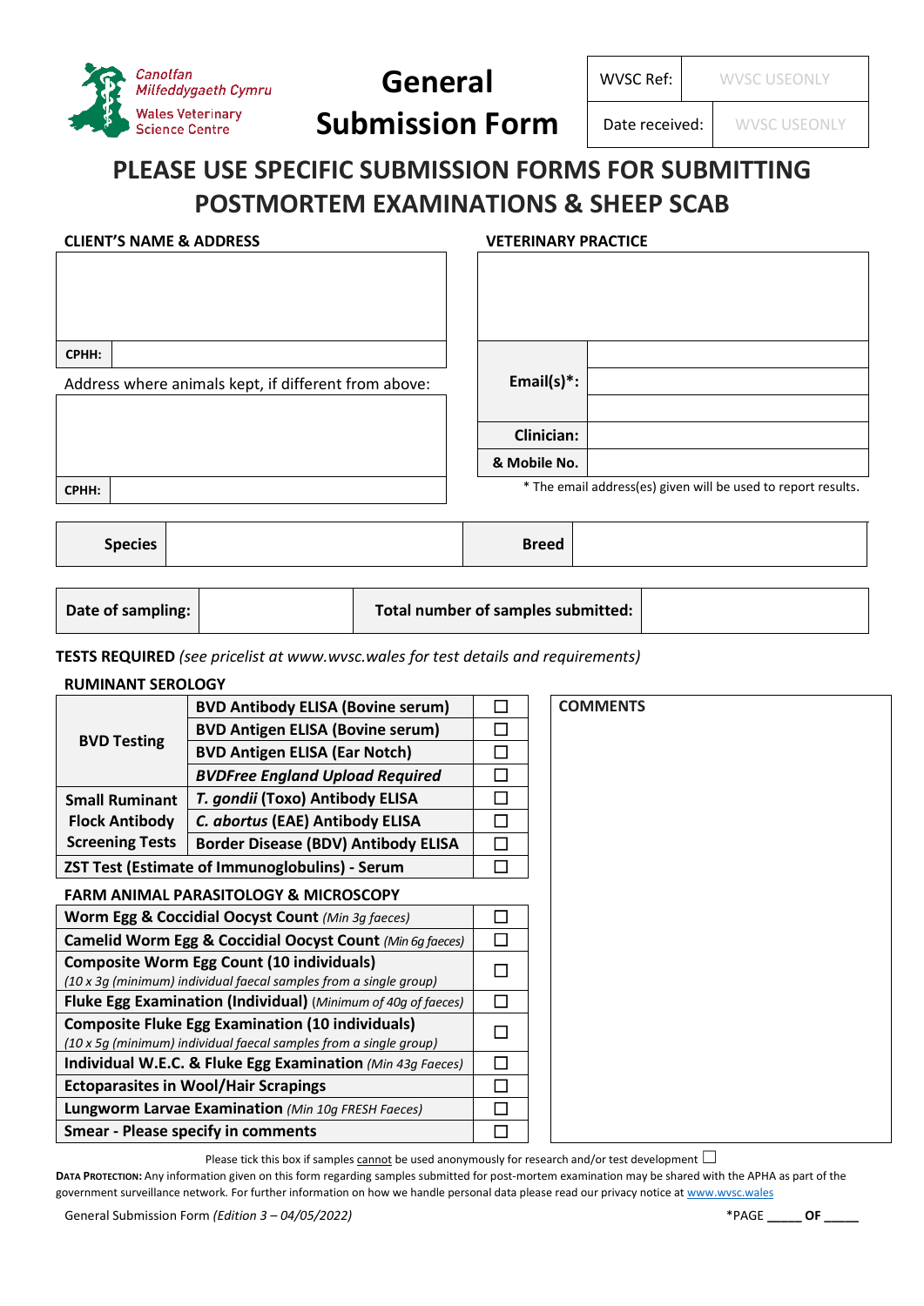Canolfan Milfeddygaeth Cymru
Wales Veterinary Science Centre

# General Submission Form

| WVSC Ref: | WVSC USEONLY |
|---|---|
| Date received: | WVSC USEONLY |

## PLEASE USE SPECIFIC SUBMISSION FORMS FOR SUBMITTING POSTMORTEM EXAMINATIONS & SHEEP SCAB

**CLIENT'S NAME & ADDRESS**

| | |
|---|---|
| | |
| **CPHH:** | |

Address where animals kept, if different from above:

| | |
|---|---|
| | |
| **CPHH:** | |

**VETERINARY PRACTICE**

| | |
|---|---|
| | |
| **Email(s)*:** | |
| | |
| | |
| **Clinician:** | |
| **& Mobile No.** | |

* The email address(es) given will be used to report results.

| **Species** | | **Breed** | |
|---|---|---|---|

| **Date of sampling:** | | **Total number of samples submitted:** | |
|---|---|---|---|

**TESTS REQUIRED** *(see pricelist at www.wvsc.wales for test details and requirements)*

**RUMINANT SEROLOGY**

| | | |
|---|---|---|
| **BVD Testing** | **BVD Antibody ELISA (Bovine serum)** | ☐ |
| | **BVD Antigen ELISA (Bovine serum)** | ☐ |
| | **BVD Antigen ELISA (Ear Notch)** | ☐ |
| | ***BVDFree England Upload Required*** | ☐ |
| **Small Ruminant Flock Antibody Screening Tests** | ***T. gondii*** **(Toxo) Antibody ELISA** | ☐ |
| | ***C. abortus*** **(EAE) Antibody ELISA** | ☐ |
| | **Border Disease (BDV) Antibody ELISA** | ☐ |
| **ZST Test (Estimate of Immunoglobulins) - Serum** | | ☐ |

**FARM ANIMAL PARASITOLOGY & MICROSCOPY**

| | |
|---|---|
| **Worm Egg & Coccidial Oocyst Count** *(Min 3g faeces)* | ☐ |
| **Camelid Worm Egg & Coccidial Oocyst Count** *(Min 6g faeces)* | ☐ |
| **Composite Worm Egg Count (10 individuals)** *(10 x 3g (minimum) individual faecal samples from a single group)* | ☐ |
| **Fluke Egg Examination (Individual)** *(Minimum of 40g of faeces)* | ☐ |
| **Composite Fluke Egg Examination (10 individuals)** *(10 x 5g (minimum) individual faecal samples from a single group)* | ☐ |
| **Individual W.E.C. & Fluke Egg Examination** *(Min 43g Faeces)* | ☐ |
| **Ectoparasites in Wool/Hair Scrapings** | ☐ |
| **Lungworm Larvae Examination** *(Min 10g FRESH Faeces)* | ☐ |
| **Smear - Please specify in comments** | ☐ |

**COMMENTS**

Please tick this box if samples cannot be used anonymously for research and/or test development ☐

**DATA PROTECTION:** Any information given on this form regarding samples submitted for post-mortem examination may be shared with the APHA as part of the government surveillance network. For further information on how we handle personal data please read our privacy notice at www.wvsc.wales

General Submission Form *(Edition 3 – 04/05/2022)*

*PAGE _____ OF _____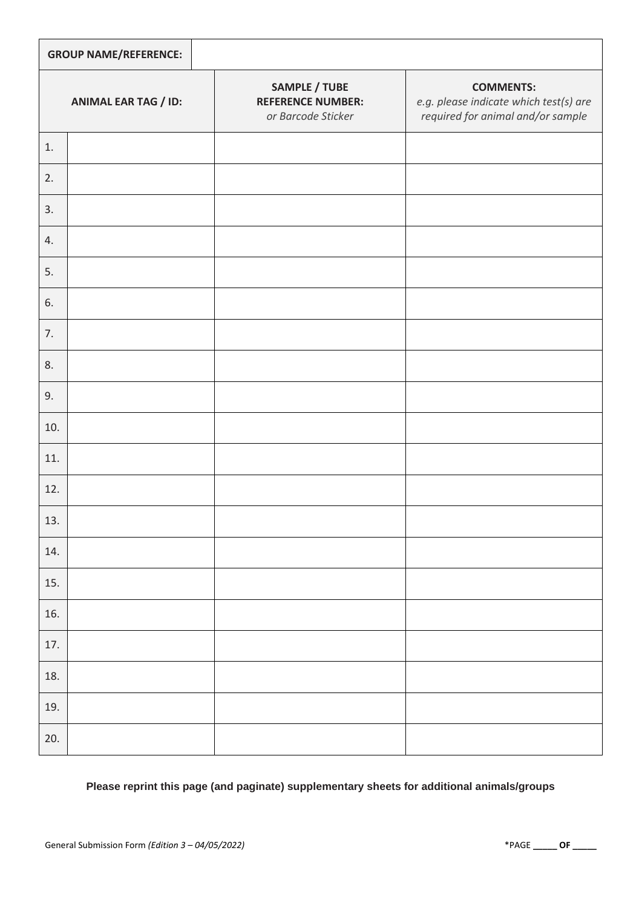| GROUP NAME/REFERENCE: | | |
|---|---|---|
| **ANIMAL EAR TAG / ID:** | **SAMPLE / TUBE REFERENCE NUMBER:** *or Barcode Sticker* | **COMMENTS:** *e.g. please indicate which test(s) are required for animal and/or sample* |
| 1. | | |
| 2. | | |
| 3. | | |
| 4. | | |
| 5. | | |
| 6. | | |
| 7. | | |
| 8. | | |
| 9. | | |
| 10. | | |
| 11. | | |
| 12. | | |
| 13. | | |
| 14. | | |
| 15. | | |
| 16. | | |
| 17. | | |
| 18. | | |
| 19. | | |
| 20. | | |

**Please reprint this page (and paginate) supplementary sheets for additional animals/groups**

General Submission Form *(Edition 3 – 04/05/2022)*

*PAGE _____ **OF** _____